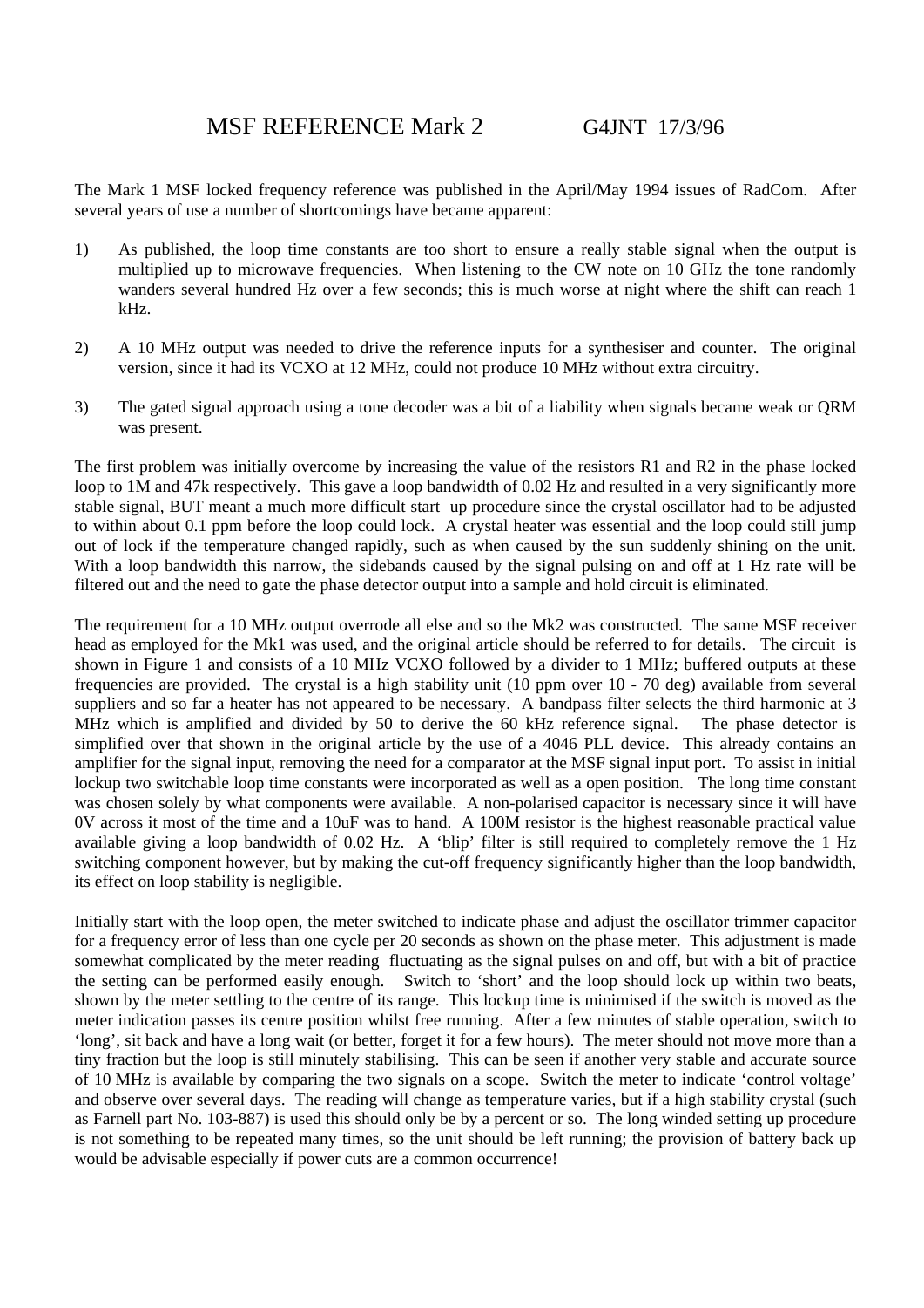# MSF REFERENCE Mark 2 G4JNT 17/3/96

The Mark 1 MSF locked frequency reference was published in the April/May 1994 issues of RadCom. After several years of use a number of shortcomings have became apparent:

1) As published, the loop time constants are too short to ensure a really stable signal when the output is multiplied up to microwave frequencies. When listening to the CW note on 10 GHz the tone randomly wanders several hundred Hz over a few seconds; this is much worse at night where the shift can reach 1 kHz.

2) A 10 MHz output was needed to drive the reference inputs for a synthesiser and counter. The original version, since it had its VCXO at 12 MHz, could not produce 10 MHz without extra circuitry.

3) The gated signal approach using a tone decoder was a bit of a liability when signals became weak or QRM was present.

The first problem was initially overcome by increasing the value of the resistors R1 and R2 in the phase locked loop to 1M and 47k respectively. This gave a loop bandwidth of 0.02 Hz and resulted in a very significantly more stable signal, BUT meant a much more difficult start up procedure since the crystal oscillator had to be adjusted to within about 0.1 ppm before the loop could lock. A crystal heater was essential and the loop could still jump out of lock if the temperature changed rapidly, such as when caused by the sun suddenly shining on the unit. With a loop bandwidth this narrow, the sidebands caused by the signal pulsing on and off at 1 Hz rate will be filtered out and the need to gate the phase detector output into a sample and hold circuit is eliminated.

The requirement for a 10 MHz output overrode all else and so the Mk2 was constructed. The same MSF receiver head as employed for the Mk1 was used, and the original article should be referred to for details. The circuit is shown in Figure 1 and consists of a 10 MHz VCXO followed by a divider to 1 MHz; buffered outputs at these frequencies are provided. The crystal is a high stability unit (10 ppm over 10 - 70 deg) available from several suppliers and so far a heater has not appeared to be necessary. A bandpass filter selects the third harmonic at 3 MHz which is amplified and divided by 50 to derive the 60 kHz reference signal. The phase detector is simplified over that shown in the original article by the use of a 4046 PLL device. This already contains an amplifier for the signal input, removing the need for a comparator at the MSF signal input port. To assist in initial lockup two switchable loop time constants were incorporated as well as a open position. The long time constant was chosen solely by what components were available. A non-polarised capacitor is necessary since it will have 0V across it most of the time and a 10uF was to hand. A 100M resistor is the highest reasonable practical value available giving a loop bandwidth of 0.02 Hz. A 'blip' filter is still required to completely remove the 1 Hz switching component however, but by making the cut-off frequency significantly higher than the loop bandwidth, its effect on loop stability is negligible.

Initially start with the loop open, the meter switched to indicate phase and adjust the oscillator trimmer capacitor for a frequency error of less than one cycle per 20 seconds as shown on the phase meter. This adjustment is made somewhat complicated by the meter reading fluctuating as the signal pulses on and off, but with a bit of practice the setting can be performed easily enough. Switch to 'short' and the loop should lock up within two beats, shown by the meter settling to the centre of its range. This lockup time is minimised if the switch is moved as the meter indication passes its centre position whilst free running. After a few minutes of stable operation, switch to 'long', sit back and have a long wait (or better, forget it for a few hours). The meter should not move more than a tiny fraction but the loop is still minutely stabilising. This can be seen if another very stable and accurate source of 10 MHz is available by comparing the two signals on a scope. Switch the meter to indicate 'control voltage' and observe over several days. The reading will change as temperature varies, but if a high stability crystal (such as Farnell part No. 103-887) is used this should only be by a percent or so. The long winded setting up procedure is not something to be repeated many times, so the unit should be left running; the provision of battery back up would be advisable especially if power cuts are a common occurrence!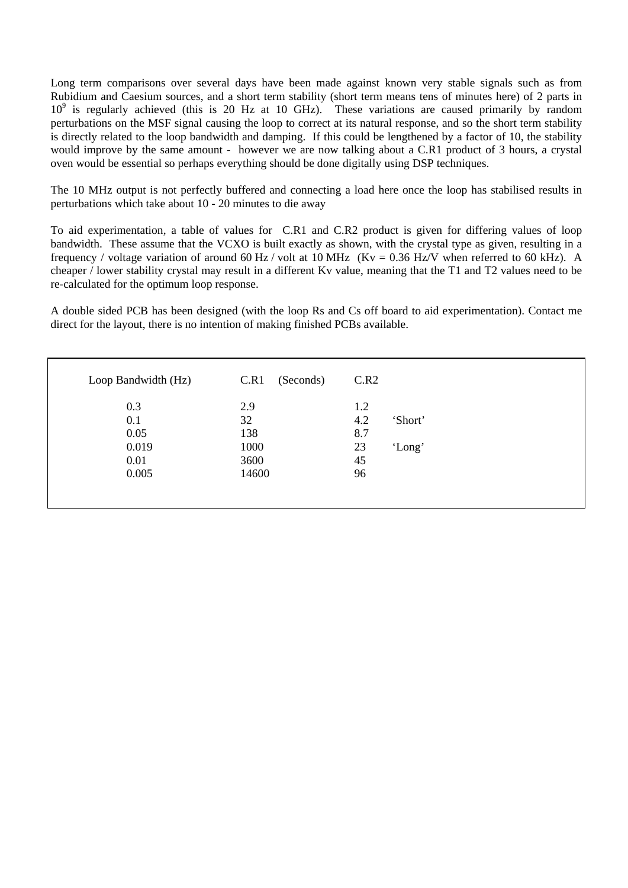Long term comparisons over several days have been made against known very stable signals such as from Rubidium and Caesium sources, and a short term stability (short term means tens of minutes here) of 2 parts in $10^9$ is regularly achieved (this is 20 Hz at 10 GHz). These variations are caused primarily by random perturbations on the MSF signal causing the loop to correct at its natural response, and so the short term stability is directly related to the loop bandwidth and damping. If this could be lengthened by a factor of 10, the stability would improve by the same amount - however we are now talking about a C.R1 product of 3 hours, a crystal oven would be essential so perhaps everything should be done digitally using DSP techniques.

The 10 MHz output is not perfectly buffered and connecting a load here once the loop has stabilised results in perturbations which take about 10 - 20 minutes to die away

To aid experimentation, a table of values for C.R1 and C.R2 product is given for differing values of loop bandwidth. These assume that the VCXO is built exactly as shown, with the crystal type as given, resulting in a frequency / voltage variation of around 60 Hz / volt at 10 MHz (Kv = 0.36 Hz/V when referred to 60 kHz). A cheaper / lower stability crystal may result in a different Kv value, meaning that the T1 and T2 values need to be re-calculated for the optimum loop response.

A double sided PCB has been designed (with the loop Rs and Cs off board to aid experimentation). Contact me direct for the layout, there is no intention of making finished PCBs available.

| Loop Bandwidth (Hz) | C.R1 (Seconds) | C.R2 | |
|---|---|---|---|
| 0.3 | 2.9 | 1.2 | |
| 0.1 | 32 | 4.2 | 'Short' |
| 0.05 | 138 | 8.7 | |
| 0.019 | 1000 | 23 | 'Long' |
| 0.01 | 3600 | 45 | |
| 0.005 | 14600 | 96 | |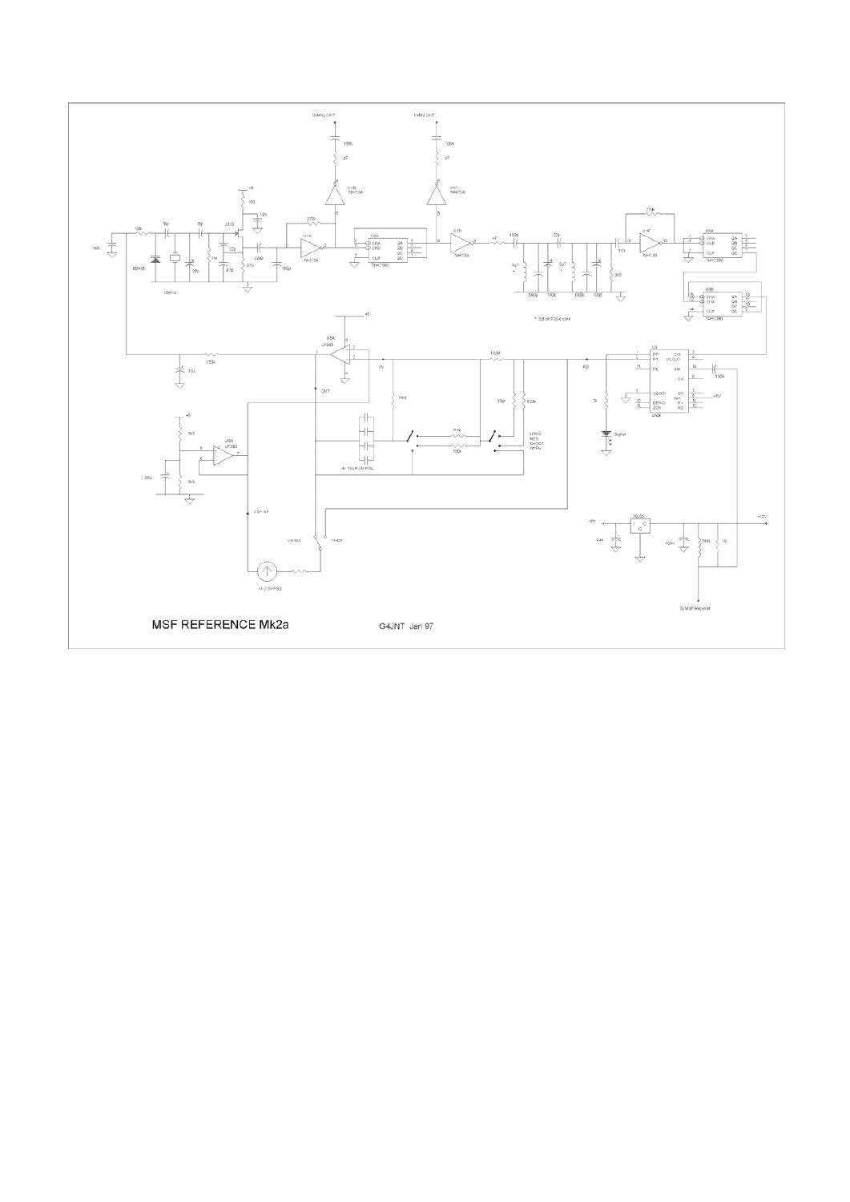10MHz OUT

1 MHz OUT

100n

47

U1B 74HC04

U1E 74HC04

68k

15p

J310

+5

100

10n

270k

U2A 74HC390

U1D 74HC04

150p

22p

270k

U1F 74HC04

U3A 74HC390

10n

BB405

20p

1M

22p

47p

220p

270

180p

U1A 74HC04

3u7

3u7

10n

3k3

10MHz

560p

100p

680p

68p

U3B 74HC390

* 32t on T50-6 core

U5A LF353

+5

150k

10u

IN

100M

PD

U4

4046

OUT

1M2

33M

820k

1k

Signal

U5B LF353

+5

3k3

3k3

22u

4x 10uF NON POL

1k42

100k

LONG MED SHORT OPEN

2.5V ref

Output

Phase

+/-2.5V FSD

78L05

+5V

+12V

2u2

100n

56R

1K

To MSF Receiver

# MSF REFERENCE Mk2a

G4JNT Jan 97